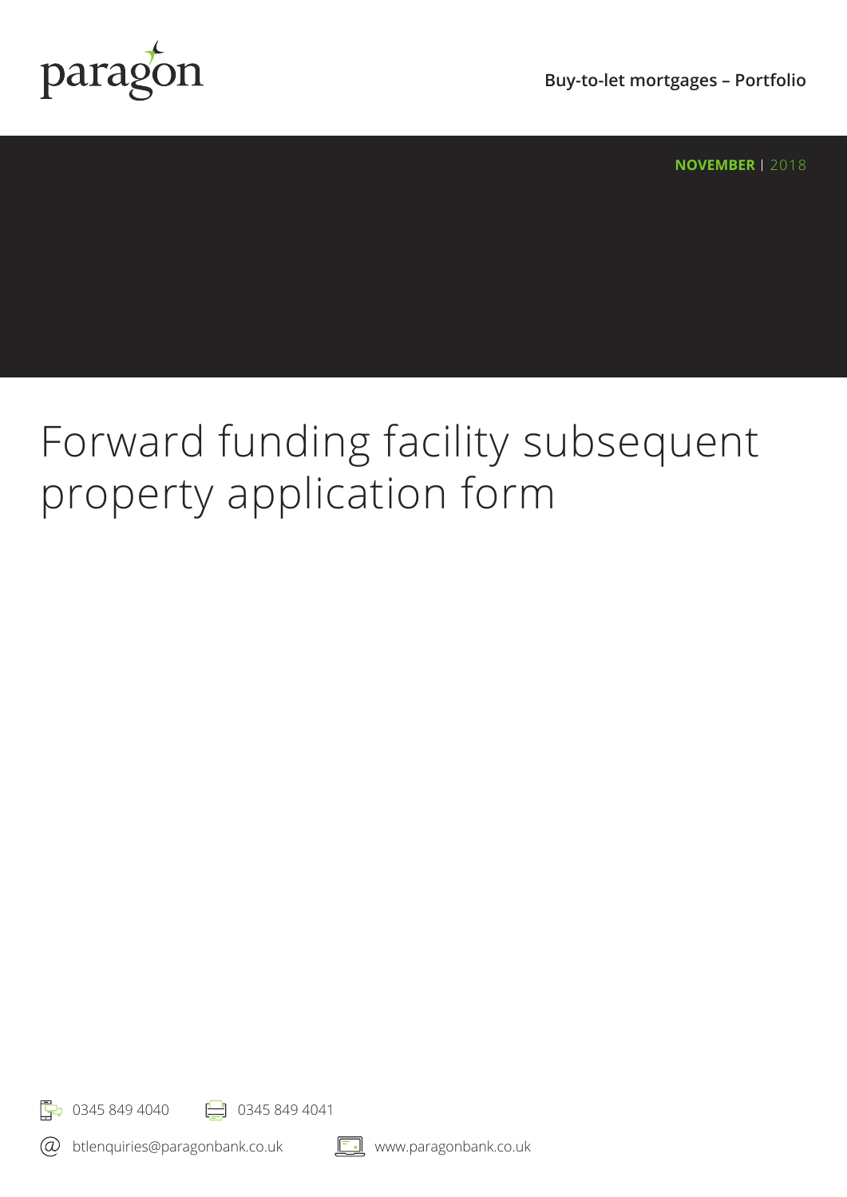paragon

Buy-to-let mortgages – Portfolio

**NOVEMBER** | 2018

# Forward funding facility subsequent property application form

0345 849 4040 0345 849 4041

btlenquiries@paragonbank.co.uk www.paragonbank.co.uk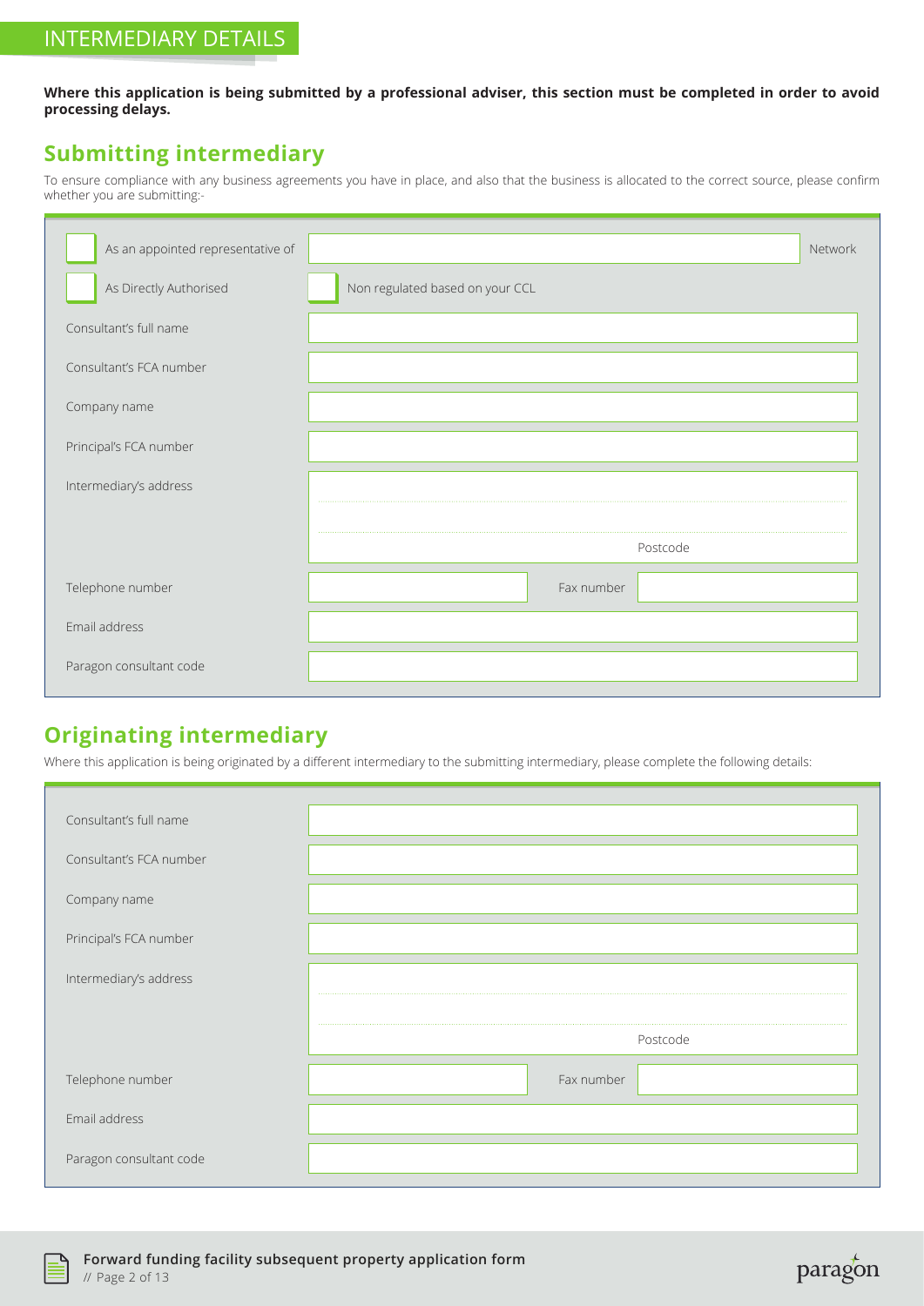# INTERMEDIARY DETAILS

**Where this application is being submitted by a professional adviser, this section must be completed in order to avoid processing delays.**

## Submitting intermediary

To ensure compliance with any business agreements you have in place, and also that the business is allocated to the correct source, please confirm whether you are submitting:-

| | | |
|---|---|---|
| ☐ As an appointed representative of | | Network |
| ☐ As Directly Authorised | ☐ Non regulated based on your CCL | |
| Consultant's full name | | |
| Consultant's FCA number | | |
| Company name | | |
| Principal's FCA number | | |
| Intermediary's address | | |
| | | |
| | Postcode | |
| Telephone number | | Fax number |
| Email address | | |
| Paragon consultant code | | |

## Originating intermediary

Where this application is being originated by a different intermediary to the submitting intermediary, please complete the following details:

| | | |
|---|---|---|
| Consultant's full name | | |
| Consultant's FCA number | | |
| Company name | | |
| Principal's FCA number | | |
| Intermediary's address | | |
| | | |
| | Postcode | |
| Telephone number | | Fax number |
| Email address | | |
| Paragon consultant code | | |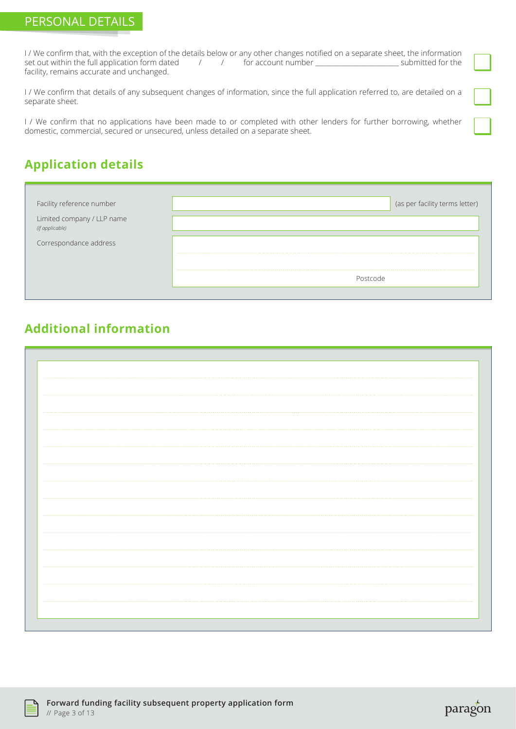## PERSONAL DETAILS

I / We confirm that, with the exception of the details below or any other changes notified on a separate sheet, the information set out within the full application form dated / / for account number ______________________ submitted for the facility, remains accurate and unchanged. ☐

I / We confirm that details of any subsequent changes of information, since the full application referred to, are detailed on a separate sheet. ☐

I / We confirm that no applications have been made to or completed with other lenders for further borrowing, whether domestic, commercial, secured or unsecured, unless detailed on a separate sheet. ☐

## Application details

| | | |
|---|---|---|
| Facility reference number | | (as per facility terms letter) |
| Limited company / LLP name *(if applicable)* | | |
| Correspondance address | | |
| | | |
| | Postcode | |

## Additional information

| |
|---|
| |
| |
| |
| |
| |
| |
| |
| |
| |
| |
| |
| |
| |
| |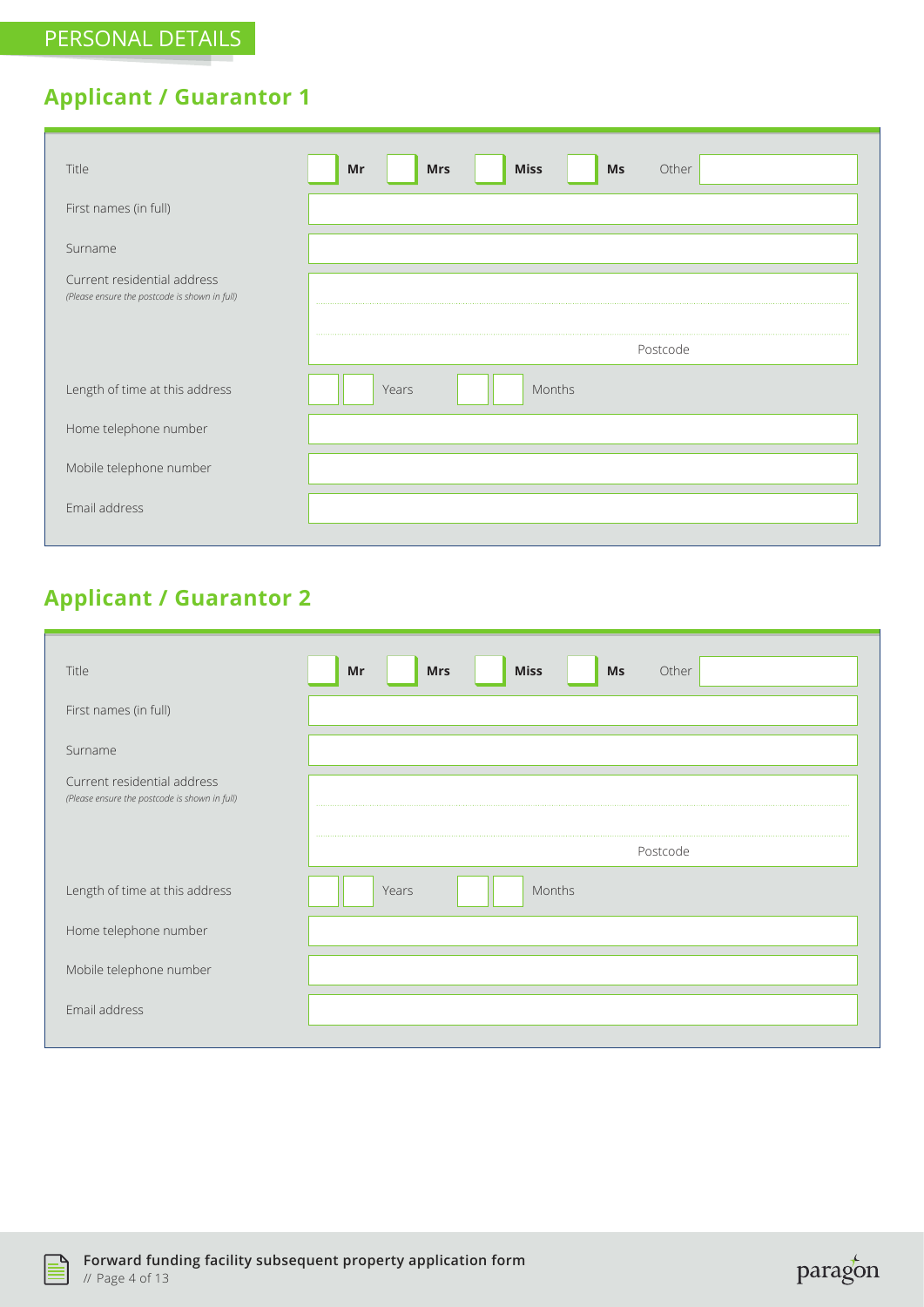## PERSONAL DETAILS

### Applicant / Guarantor 1

| | |
|---|---|
| Title | ☐ **Mr** ☐ **Mrs** ☐ **Miss** ☐ **Ms** Other |
| First names (in full) | |
| Surname | |
| Current residential address *(Please ensure the postcode is shown in full)* | Postcode |
| Length of time at this address | Years Months |
| Home telephone number | |
| Mobile telephone number | |
| Email address | |

### Applicant / Guarantor 2

| | |
|---|---|
| Title | ☐ **Mr** ☐ **Mrs** ☐ **Miss** ☐ **Ms** Other |
| First names (in full) | |
| Surname | |
| Current residential address *(Please ensure the postcode is shown in full)* | Postcode |
| Length of time at this address | Years Months |
| Home telephone number | |
| Mobile telephone number | |
| Email address | |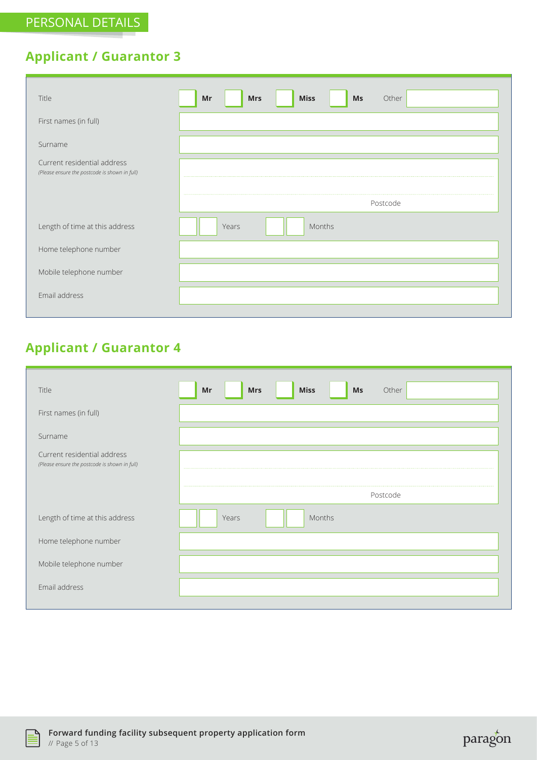## PERSONAL DETAILS

### Applicant / Guarantor 3

| | |
|---|---|
| Title | Mr ☐ Mrs ☐ Miss ☐ Ms ☐ Other |
| First names (in full) | |
| Surname | |
| Current residential address *(Please ensure the postcode is shown in full)* | Postcode |
| Length of time at this address | Years Months |
| Home telephone number | |
| Mobile telephone number | |
| Email address | |

### Applicant / Guarantor 4

| | |
|---|---|
| Title | Mr ☐ Mrs ☐ Miss ☐ Ms ☐ Other |
| First names (in full) | |
| Surname | |
| Current residential address *(Please ensure the postcode is shown in full)* | Postcode |
| Length of time at this address | Years Months |
| Home telephone number | |
| Mobile telephone number | |
| Email address | |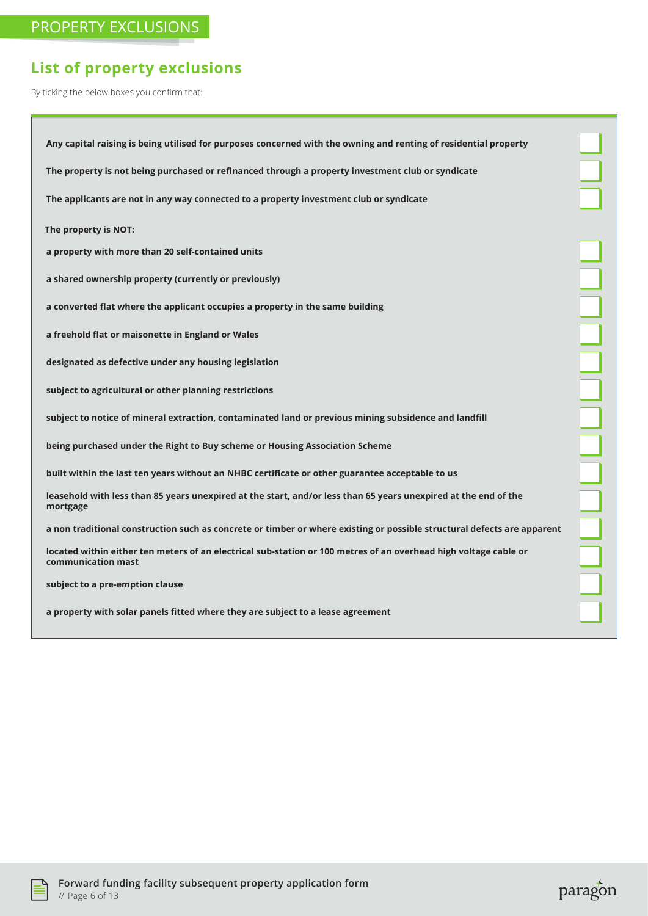PROPERTY EXCLUSIONS

## List of property exclusions

By ticking the below boxes you confirm that:

- ☐ **Any capital raising is being utilised for purposes concerned with the owning and renting of residential property**
- ☐ **The property is not being purchased or refinanced through a property investment club or syndicate**
- ☐ **The applicants are not in any way connected to a property investment club or syndicate**

**The property is NOT:**

- ☐ **a property with more than 20 self-contained units**
- ☐ **a shared ownership property (currently or previously)**
- ☐ **a converted flat where the applicant occupies a property in the same building**
- ☐ **a freehold flat or maisonette in England or Wales**
- ☐ **designated as defective under any housing legislation**
- ☐ **subject to agricultural or other planning restrictions**
- ☐ **subject to notice of mineral extraction, contaminated land or previous mining subsidence and landfill**
- ☐ **being purchased under the Right to Buy scheme or Housing Association Scheme**
- ☐ **built within the last ten years without an NHBC certificate or other guarantee acceptable to us**
- ☐ **leasehold with less than 85 years unexpired at the start, and/or less than 65 years unexpired at the end of the mortgage**
- ☐ **a non traditional construction such as concrete or timber or where existing or possible structural defects are apparent**
- ☐ **located within either ten meters of an electrical sub-station or 100 metres of an overhead high voltage cable or communication mast**
- ☐ **subject to a pre-emption clause**
- ☐ **a property with solar panels fitted where they are subject to a lease agreement**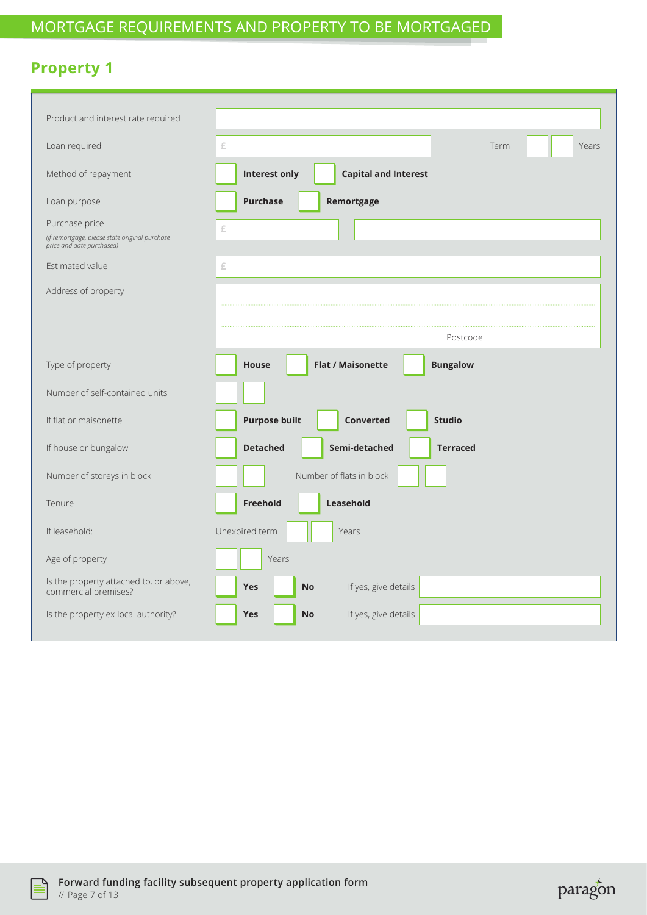## MORTGAGE REQUIREMENTS AND PROPERTY TO BE MORTGAGED

### Property 1

| | |
|---|---|
| Product and interest rate required | |
| Loan required | £ Term Years |
| Method of repayment | ☐ **Interest only** ☐ **Capital and Interest** |
| Loan purpose | ☐ **Purchase** ☐ **Remortgage** |
| Purchase price *(if remortgage, please state original purchase price and date purchased)* | £ |
| Estimated value | £ |
| Address of property | Postcode |
| Type of property | ☐ **House** ☐ **Flat / Maisonette** ☐ **Bungalow** |
| Number of self-contained units | |
| If flat or maisonette | ☐ **Purpose built** ☐ **Converted** ☐ **Studio** |
| If house or bungalow | ☐ **Detached** ☐ **Semi-detached** ☐ **Terraced** |
| Number of storeys in block | Number of flats in block |
| Tenure | ☐ **Freehold** ☐ **Leasehold** |
| If leasehold: | Unexpired term Years |
| Age of property | Years |
| Is the property attached to, or above, commercial premises? | ☐ **Yes** ☐ **No** If yes, give details |
| Is the property ex local authority? | ☐ **Yes** ☐ **No** If yes, give details |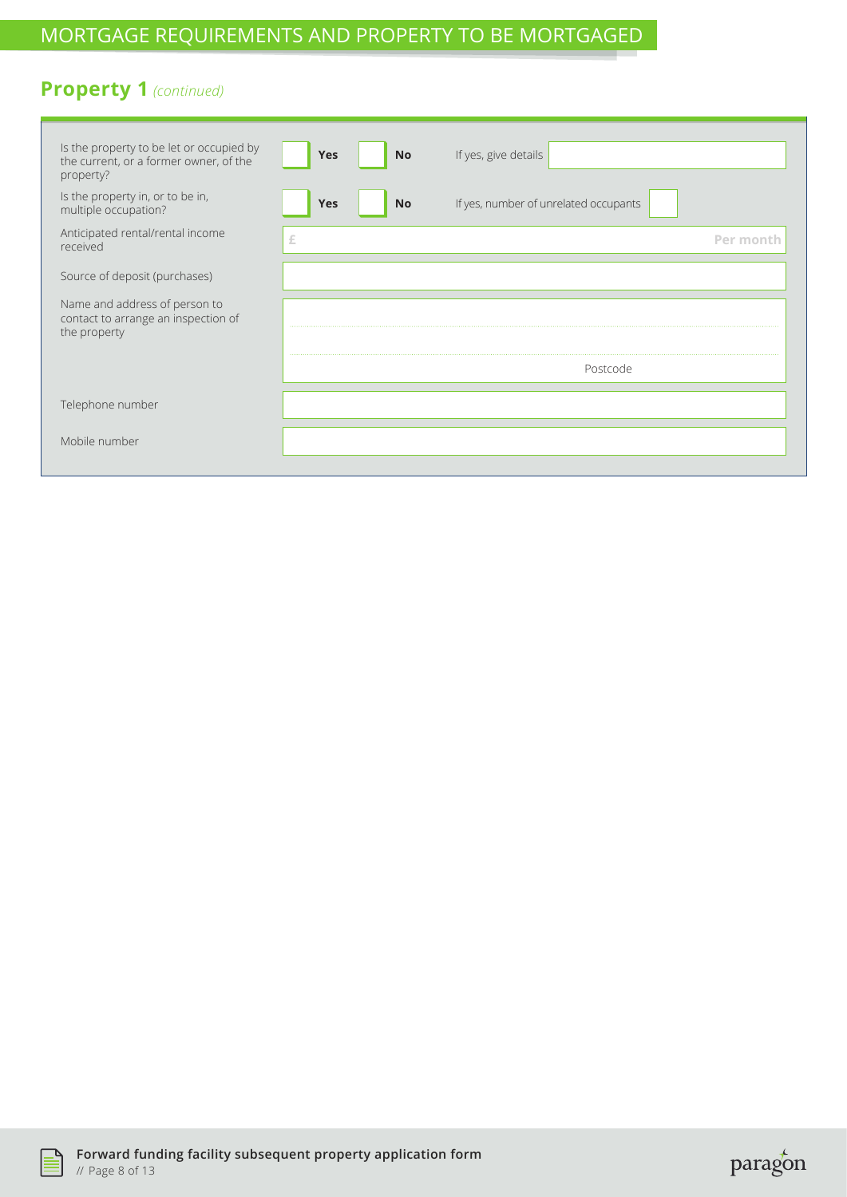# MORTGAGE REQUIREMENTS AND PROPERTY TO BE MORTGAGED

## Property 1 *(continued)*

| | | |
|---|---|---|
| Is the property to be let or occupied by the current, or a former owner, of the property? | ☐ **Yes** ☐ **No** | If yes, give details |
| Is the property in, or to be in, multiple occupation? | ☐ **Yes** ☐ **No** | If yes, number of unrelated occupants |
| Anticipated rental/rental income received | £ | **Per month** |
| Source of deposit (purchases) | | |
| Name and address of person to contact to arrange an inspection of the property | | Postcode |
| Telephone number | | |
| Mobile number | | |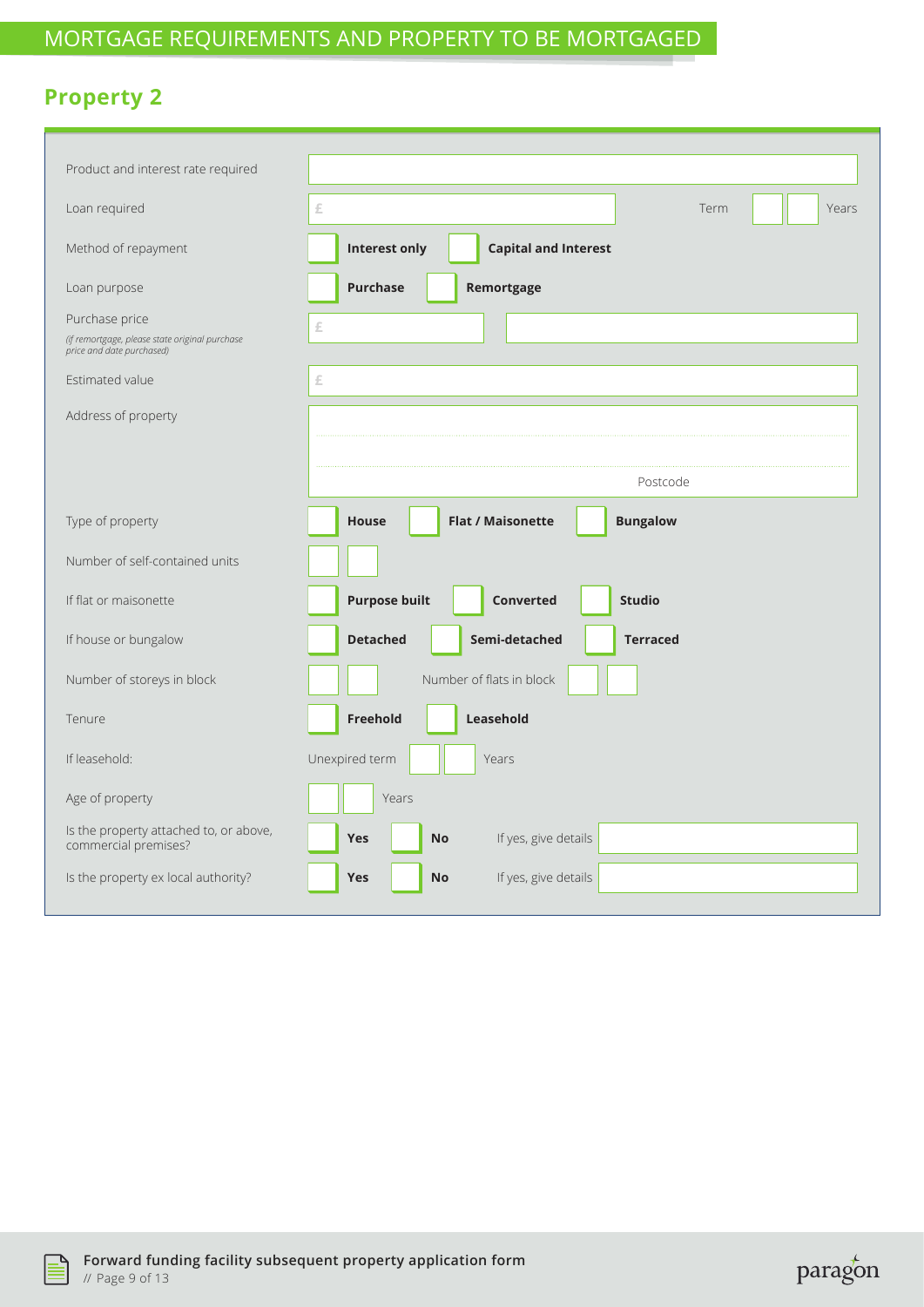## MORTGAGE REQUIREMENTS AND PROPERTY TO BE MORTGAGED

## Property 2

| | |
|---|---|
| Product and interest rate required | |
| Loan required | £ Term Years |
| Method of repayment | **Interest only** **Capital and Interest** |
| Loan purpose | **Purchase** **Remortgage** |
| Purchase price *(if remortgage, please state original purchase price and date purchased)* | £ |
| Estimated value | £ |
| Address of property | Postcode |
| Type of property | **House** **Flat / Maisonette** **Bungalow** |
| Number of self-contained units | |
| If flat or maisonette | **Purpose built** **Converted** **Studio** |
| If house or bungalow | **Detached** **Semi-detached** **Terraced** |
| Number of storeys in block | Number of flats in block |
| Tenure | **Freehold** **Leasehold** |
| If leasehold: | Unexpired term Years |
| Age of property | Years |
| Is the property attached to, or above, commercial premises? | **Yes** **No** If yes, give details |
| Is the property ex local authority? | **Yes** **No** If yes, give details |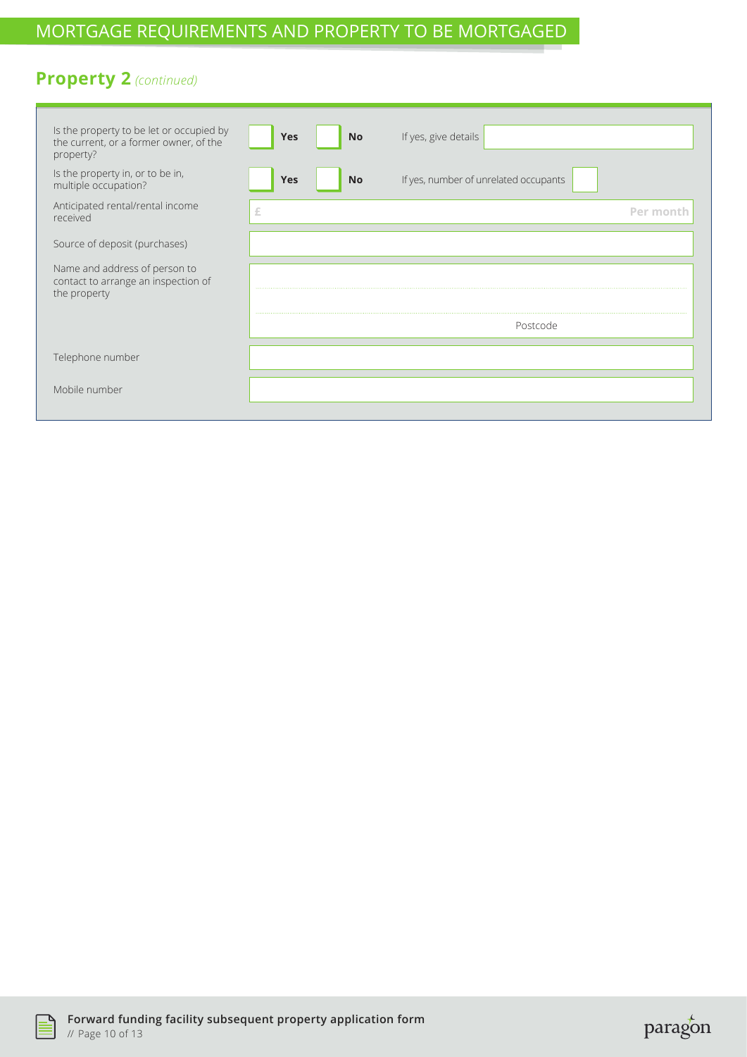# MORTGAGE REQUIREMENTS AND PROPERTY TO BE MORTGAGED

## Property 2 *(continued)*

| | |
|---|---|
| Is the property to be let or occupied by the current, or a former owner, of the property? | ☐ Yes ☐ No If yes, give details |
| Is the property in, or to be in, multiple occupation? | ☐ Yes ☐ No If yes, number of unrelated occupants |
| Anticipated rental/rental income received | £ Per month |
| Source of deposit (purchases) | |
| Name and address of person to contact to arrange an inspection of the property | Postcode |
| Telephone number | |
| Mobile number | |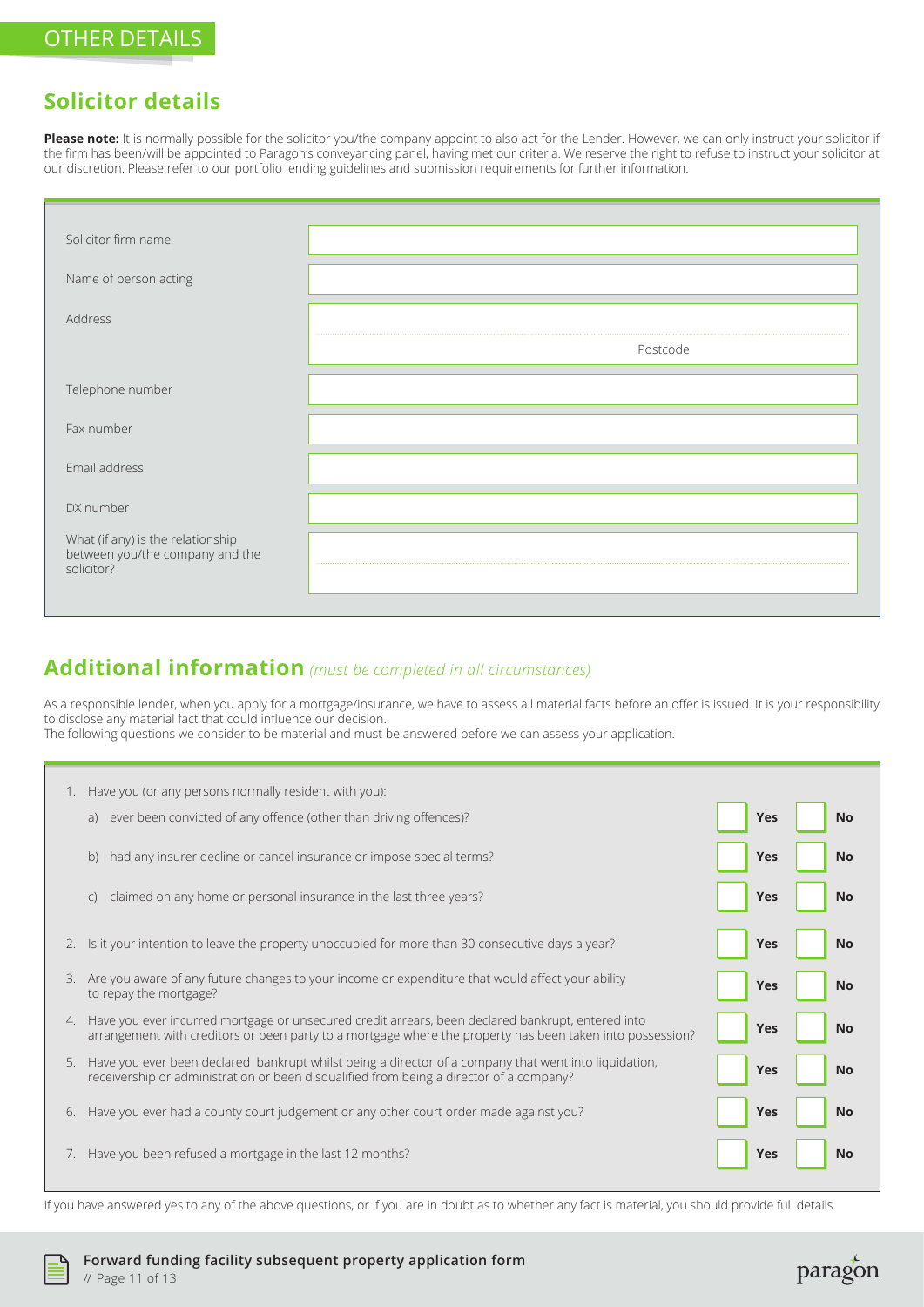# OTHER DETAILS

## Solicitor details

**Please note:** It is normally possible for the solicitor you/the company appoint to also act for the Lender. However, we can only instruct your solicitor if the firm has been/will be appointed to Paragon's conveyancing panel, having met our criteria. We reserve the right to refuse to instruct your solicitor at our discretion. Please refer to our portfolio lending guidelines and submission requirements for further information.

| | |
|---|---|
| Solicitor firm name | |
| Name of person acting | |
| Address | |
| | Postcode |
| Telephone number | |
| Fax number | |
| Email address | |
| DX number | |
| What (if any) is the relationship between you/the company and the solicitor? | |

## Additional information *(must be completed in all circumstances)*

As a responsible lender, when you apply for a mortgage/insurance, we have to assess all material facts before an offer is issued. It is your responsibility to disclose any material fact that could influence our decision.
The following questions we consider to be material and must be answered before we can assess your application.

| Question | Yes | No |
|---|---|---|
| 1. Have you (or any persons normally resident with you): | | |
| a) ever been convicted of any offence (other than driving offences)? | Yes | No |
| b) had any insurer decline or cancel insurance or impose special terms? | Yes | No |
| c) claimed on any home or personal insurance in the last three years? | Yes | No |
| 2. Is it your intention to leave the property unoccupied for more than 30 consecutive days a year? | Yes | No |
| 3. Are you aware of any future changes to your income or expenditure that would affect your ability to repay the mortgage? | Yes | No |
| 4. Have you ever incurred mortgage or unsecured credit arrears, been declared bankrupt, entered into arrangement with creditors or been party to a mortgage where the property has been taken into possession? | Yes | No |
| 5. Have you ever been declared bankrupt whilst being a director of a company that went into liquidation, receivership or administration or been disqualified from being a director of a company? | Yes | No |
| 6. Have you ever had a county court judgement or any other court order made against you? | Yes | No |
| 7. Have you been refused a mortgage in the last 12 months? | Yes | No |

If you have answered yes to any of the above questions, or if you are in doubt as to whether any fact is material, you should provide full details.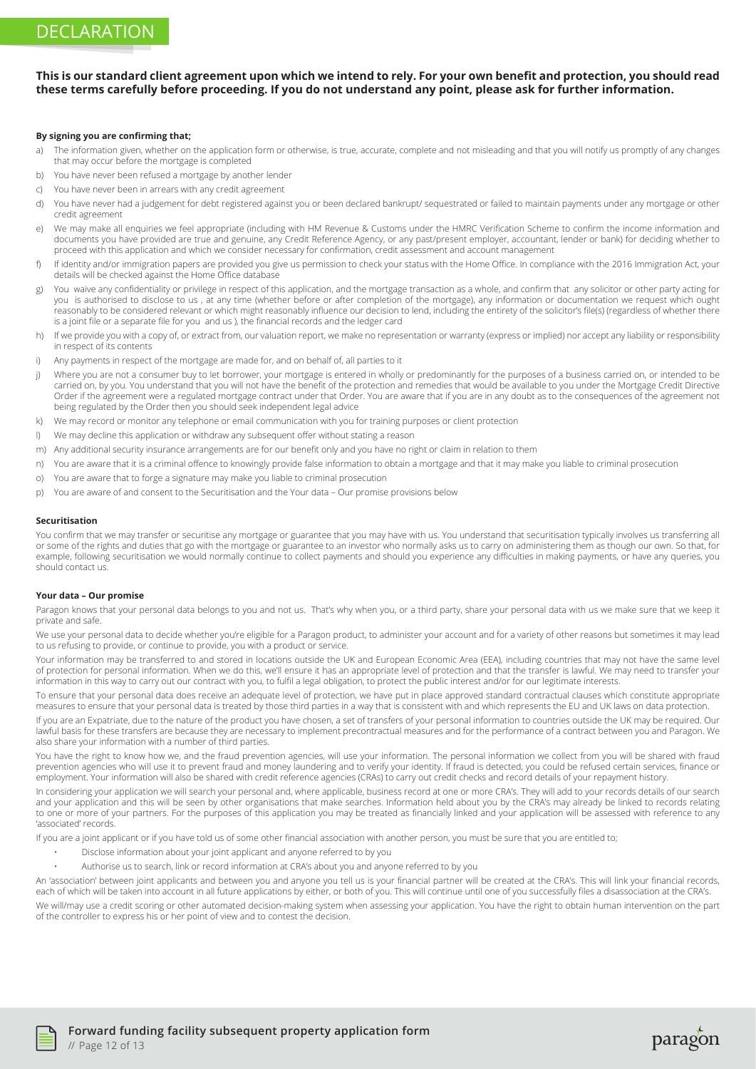# DECLARATION

**This is our standard client agreement upon which we intend to rely. For your own benefit and protection, you should read these terms carefully before proceeding. If you do not understand any point, please ask for further information.**

**By signing you are confirming that;**

a) The information given, whether on the application form or otherwise, is true, accurate, complete and not misleading and that you will notify us promptly of any changes that may occur before the mortgage is completed

b) You have never been refused a mortgage by another lender

c) You have never been in arrears with any credit agreement

d) You have never had a judgement for debt registered against you or been declared bankrupt/ sequestrated or failed to maintain payments under any mortgage or other credit agreement

e) We may make all enquiries we feel appropriate (including with HM Revenue & Customs under the HMRC Verification Scheme to confirm the income information and documents you have provided are true and genuine, any Credit Reference Agency, or any past/present employer, accountant, lender or bank) for deciding whether to proceed with this application and which we consider necessary for confirmation, credit assessment and account management

f) If identity and/or immigration papers are provided you give us permission to check your status with the Home Office. In compliance with the 2016 Immigration Act, your details will be checked against the Home Office database

g) You waive any confidentiality or privilege in respect of this application, and the mortgage transaction as a whole, and confirm that any solicitor or other party acting for you is authorised to disclose to us , at any time (whether before or after completion of the mortgage), any information or documentation we request which ought reasonably to be considered relevant or which might reasonably influence our decision to lend, including the entirety of the solicitor's file(s) (regardless of whether there is a joint file or a separate file for you and us ), the financial records and the ledger card

h) If we provide you with a copy of, or extract from, our valuation report, we make no representation or warranty (express or implied) nor accept any liability or responsibility in respect of its contents

i) Any payments in respect of the mortgage are made for, and on behalf of, all parties to it

j) Where you are not a consumer buy to let borrower, your mortgage is entered in wholly or predominantly for the purposes of a business carried on, or intended to be carried on, by you. You understand that you will not have the benefit of the protection and remedies that would be available to you under the Mortgage Credit Directive Order if the agreement were a regulated mortgage contract under that Order. You are aware that if you are in any doubt as to the consequences of the agreement not being regulated by the Order then you should seek independent legal advice

k) We may record or monitor any telephone or email communication with you for training purposes or client protection

l) We may decline this application or withdraw any subsequent offer without stating a reason

m) Any additional security insurance arrangements are for our benefit only and you have no right or claim in relation to them

n) You are aware that it is a criminal offence to knowingly provide false information to obtain a mortgage and that it may make you liable to criminal prosecution

o) You are aware that to forge a signature may make you liable to criminal prosecution

p) You are aware of and consent to the Securitisation and the Your data – Our promise provisions below

**Securitisation**

You confirm that we may transfer or securitise any mortgage or guarantee that you may have with us. You understand that securitisation typically involves us transferring all or some of the rights and duties that go with the mortgage or guarantee to an investor who normally asks us to carry on administering them as though our own. So that, for example, following securitisation we would normally continue to collect payments and should you experience any difficulties in making payments, or have any queries, you should contact us.

**Your data – Our promise**

Paragon knows that your personal data belongs to you and not us. That's why when you, or a third party, share your personal data with us we make sure that we keep it private and safe.

We use your personal data to decide whether you're eligible for a Paragon product, to administer your account and for a variety of other reasons but sometimes it may lead to us refusing to provide, or continue to provide, you with a product or service.

Your information may be transferred to and stored in locations outside the UK and European Economic Area (EEA), including countries that may not have the same level of protection for personal information. When we do this, we'll ensure it has an appropriate level of protection and that the transfer is lawful. We may need to transfer your information in this way to carry out our contract with you, to fulfil a legal obligation, to protect the public interest and/or for our legitimate interests.

To ensure that your personal data does receive an adequate level of protection, we have put in place approved standard contractual clauses which constitute appropriate measures to ensure that your personal data is treated by those third parties in a way that is consistent with and which represents the EU and UK laws on data protection.

If you are an Expatriate, due to the nature of the product you have chosen, a set of transfers of your personal information to countries outside the UK may be required. Our lawful basis for these transfers are because they are necessary to implement precontractual measures and for the performance of a contract between you and Paragon. We also share your information with a number of third parties.

You have the right to know how we, and the fraud prevention agencies, will use your information. The personal information we collect from you will be shared with fraud prevention agencies who will use it to prevent fraud and money laundering and to verify your identity. If fraud is detected, you could be refused certain services, finance or employment. Your information will also be shared with credit reference agencies (CRAs) to carry out credit checks and record details of your repayment history.

In considering your application we will search your personal and, where applicable, business record at one or more CRA's. They will add to your records details of our search and your application and this will be seen by other organisations that make searches. Information held about you by the CRA's may already be linked to records relating to one or more of your partners. For the purposes of this application you may be treated as financially linked and your application will be assessed with reference to any 'associated' records.

If you are a joint applicant or if you have told us of some other financial association with another person, you must be sure that you are entitled to;

- Disclose information about your joint applicant and anyone referred to by you
- Authorise us to search, link or record information at CRA's about you and anyone referred to by you

An 'association' between joint applicants and between you and anyone you tell us is your financial partner will be created at the CRA's. This will link your financial records, each of which will be taken into account in all future applications by either, or both of you. This will continue until one of you successfully files a disassociation at the CRA's.

We will/may use a credit scoring or other automated decision-making system when assessing your application. You have the right to obtain human intervention on the part of the controller to express his or her point of view and to contest the decision.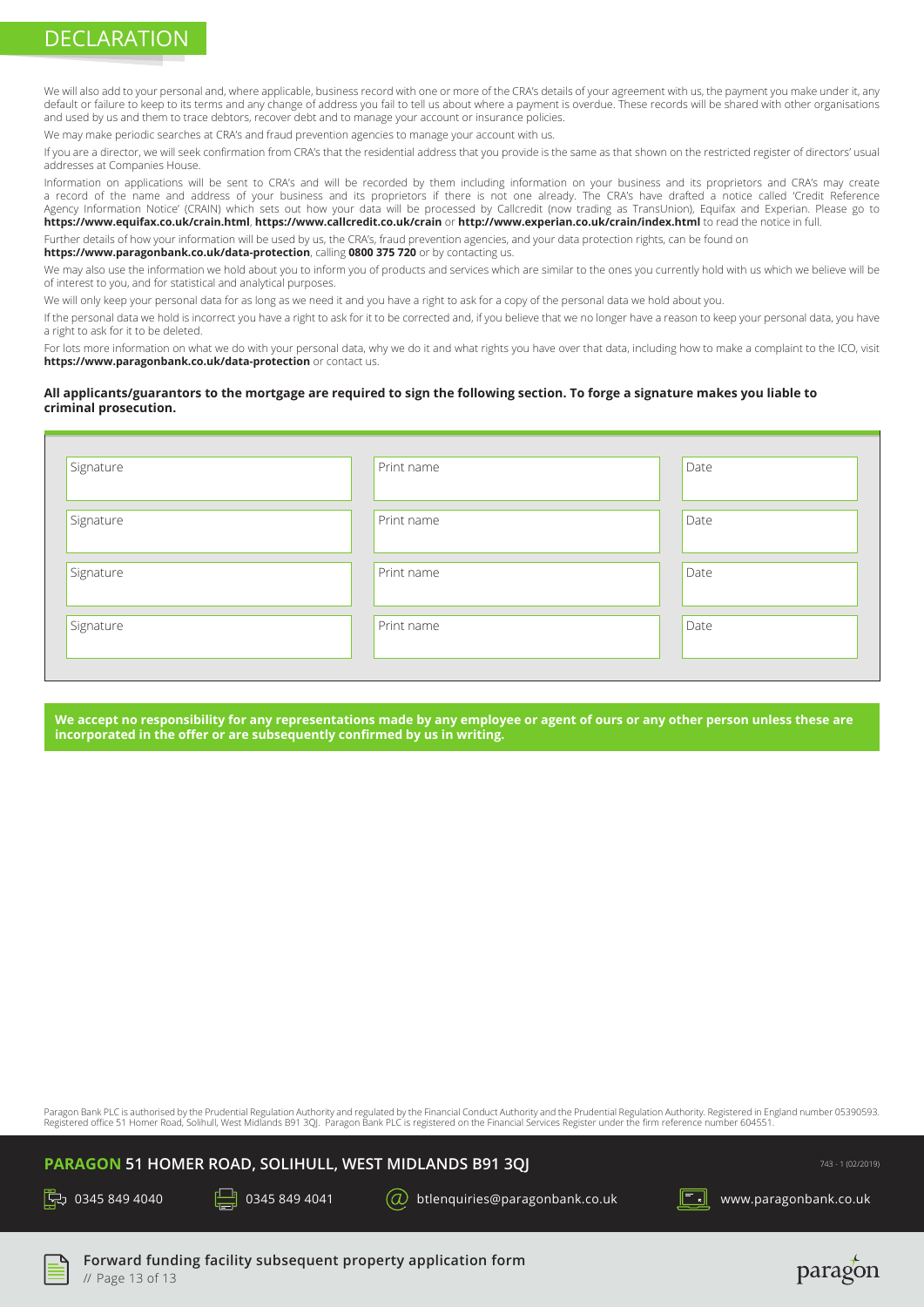# DECLARATION

We will also add to your personal and, where applicable, business record with one or more of the CRA's details of your agreement with us, the payment you make under it, any default or failure to keep to its terms and any change of address you fail to tell us about where a payment is overdue. These records will be shared with other organisations and used by us and them to trace debtors, recover debt and to manage your account or insurance policies.

We may make periodic searches at CRA's and fraud prevention agencies to manage your account with us.

If you are a director, we will seek confirmation from CRA's that the residential address that you provide is the same as that shown on the restricted register of directors' usual addresses at Companies House.

Information on applications will be sent to CRA's and will be recorded by them including information on your business and its proprietors and CRA's may create a record of the name and address of your business and its proprietors if there is not one already. The CRA's have drafted a notice called 'Credit Reference Agency Information Notice' (CRAIN) which sets out how your data will be processed by Callcredit (now trading as TransUnion), Equifax and Experian. Please go to **https://www.equifax.co.uk/crain.html**, **https://www.callcredit.co.uk/crain** or **http://www.experian.co.uk/crain/index.html** to read the notice in full.

Further details of how your information will be used by us, the CRA's, fraud prevention agencies, and your data protection rights, can be found on **https://www.paragonbank.co.uk/data-protection**, calling **0800 375 720** or by contacting us.

We may also use the information we hold about you to inform you of products and services which are similar to the ones you currently hold with us which we believe will be of interest to you, and for statistical and analytical purposes.

We will only keep your personal data for as long as we need it and you have a right to ask for a copy of the personal data we hold about you.

If the personal data we hold is incorrect you have a right to ask for it to be corrected and, if you believe that we no longer have a reason to keep your personal data, you have a right to ask for it to be deleted.

For lots more information on what we do with your personal data, why we do it and what rights you have over that data, including how to make a complaint to the ICO, visit **https://www.paragonbank.co.uk/data-protection** or contact us.

**All applicants/guarantors to the mortgage are required to sign the following section. To forge a signature makes you liable to criminal prosecution.**

| | | |
|---|---|---|
| Signature | Print name | Date |
| Signature | Print name | Date |
| Signature | Print name | Date |
| Signature | Print name | Date |

**We accept no responsibility for any representations made by any employee or agent of ours or any other person unless these are incorporated in the offer or are subsequently confirmed by us in writing.**

Paragon Bank PLC is authorised by the Prudential Regulation Authority and regulated by the Financial Conduct Authority and the Prudential Regulation Authority. Registered in England number 05390593. Registered office 51 Homer Road, Solihull, West Midlands B91 3QJ. Paragon Bank PLC is registered on the Financial Services Register under the firm reference number 604551.

**PARAGON 51 HOMER ROAD, SOLIHULL, WEST MIDLANDS B91 3QJ**

743 - 1 (02/2019)

0345 849 4040 | 0345 849 4041 | btlenquiries@paragonbank.co.uk | www.paragonbank.co.uk